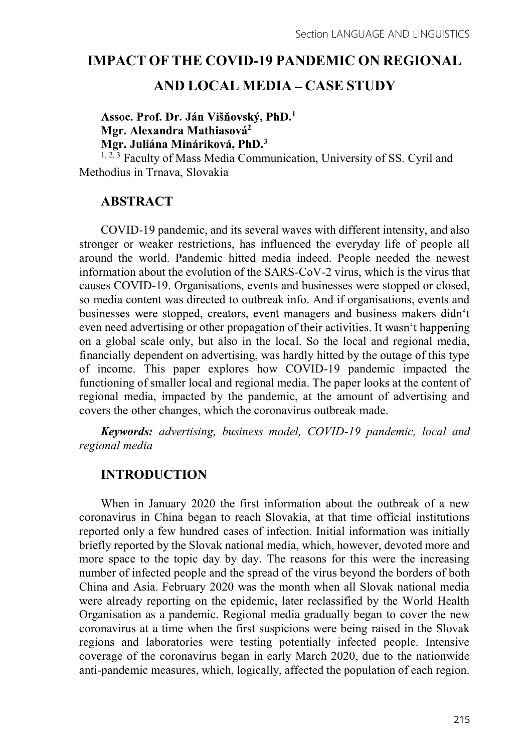# IMPACT OF THE COVID-19 PANDEMIC ON REGIONAL AND LOCAL MEDIA – CASE STUDY

**Assoc. Prof. Dr. Ján Višňovský, PhD.[1]**
**Mgr. Alexandra Mathiasová[2]**
**Mgr. Juliána Mináriková, PhD.[3]**

[1, 2, 3] Faculty of Mass Media Communication, University of SS. Cyril and Methodius in Trnava, Slovakia

## ABSTRACT

COVID-19 pandemic, and its several waves with different intensity, and also stronger or weaker restrictions, has influenced the everyday life of people all around the world. Pandemic hitted media indeed. People needed the newest information about the evolution of the SARS-CoV-2 virus, which is the virus that causes COVID-19. Organisations, events and businesses were stopped or closed, so media content was directed to outbreak info. And if organisations, events and businesses were stopped, creators, event managers and business makers didn't even need advertising or other propagation of their activities. It wasn't happening on a global scale only, but also in the local. So the local and regional media, financially dependent on advertising, was hardly hitted by the outage of this type of income. This paper explores how COVID-19 pandemic impacted the functioning of smaller local and regional media. The paper looks at the content of regional media, impacted by the pandemic, at the amount of advertising and covers the other changes, which the coronavirus outbreak made.

***Keywords:*** *advertising, business model, COVID-19 pandemic, local and regional media*

## INTRODUCTION

When in January 2020 the first information about the outbreak of a new coronavirus in China began to reach Slovakia, at that time official institutions reported only a few hundred cases of infection. Initial information was initially briefly reported by the Slovak national media, which, however, devoted more and more space to the topic day by day. The reasons for this were the increasing number of infected people and the spread of the virus beyond the borders of both China and Asia. February 2020 was the month when all Slovak national media were already reporting on the epidemic, later reclassified by the World Health Organisation as a pandemic. Regional media gradually began to cover the new coronavirus at a time when the first suspicions were being raised in the Slovak regions and laboratories were testing potentially infected people. Intensive coverage of the coronavirus began in early March 2020, due to the nationwide anti-pandemic measures, which, logically, affected the population of each region.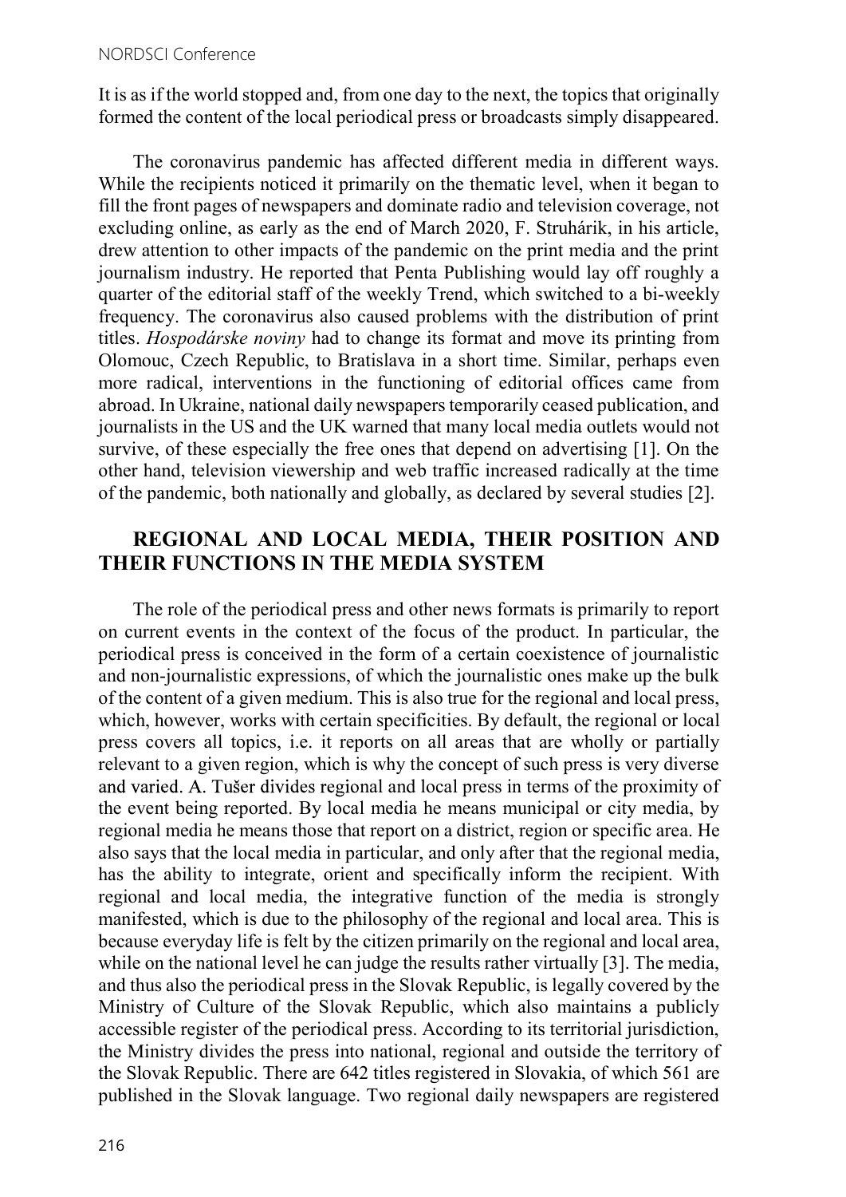It is as if the world stopped and, from one day to the next, the topics that originally formed the content of the local periodical press or broadcasts simply disappeared.

The coronavirus pandemic has affected different media in different ways. While the recipients noticed it primarily on the thematic level, when it began to fill the front pages of newspapers and dominate radio and television coverage, not excluding online, as early as the end of March 2020, F. Struhárik, in his article, drew attention to other impacts of the pandemic on the print media and the print journalism industry. He reported that Penta Publishing would lay off roughly a quarter of the editorial staff of the weekly Trend, which switched to a bi-weekly frequency. The coronavirus also caused problems with the distribution of print titles. *Hospodárske noviny* had to change its format and move its printing from Olomouc, Czech Republic, to Bratislava in a short time. Similar, perhaps even more radical, interventions in the functioning of editorial offices came from abroad. In Ukraine, national daily newspapers temporarily ceased publication, and journalists in the US and the UK warned that many local media outlets would not survive, of these especially the free ones that depend on advertising [1]. On the other hand, television viewership and web traffic increased radically at the time of the pandemic, both nationally and globally, as declared by several studies [2].

## REGIONAL AND LOCAL MEDIA, THEIR POSITION AND THEIR FUNCTIONS IN THE MEDIA SYSTEM

The role of the periodical press and other news formats is primarily to report on current events in the context of the focus of the product. In particular, the periodical press is conceived in the form of a certain coexistence of journalistic and non-journalistic expressions, of which the journalistic ones make up the bulk of the content of a given medium. This is also true for the regional and local press, which, however, works with certain specificities. By default, the regional or local press covers all topics, i.e. it reports on all areas that are wholly or partially relevant to a given region, which is why the concept of such press is very diverse and varied. A. Tušer divides regional and local press in terms of the proximity of the event being reported. By local media he means municipal or city media, by regional media he means those that report on a district, region or specific area. He also says that the local media in particular, and only after that the regional media, has the ability to integrate, orient and specifically inform the recipient. With regional and local media, the integrative function of the media is strongly manifested, which is due to the philosophy of the regional and local area. This is because everyday life is felt by the citizen primarily on the regional and local area, while on the national level he can judge the results rather virtually [3]. The media, and thus also the periodical press in the Slovak Republic, is legally covered by the Ministry of Culture of the Slovak Republic, which also maintains a publicly accessible register of the periodical press. According to its territorial jurisdiction, the Ministry divides the press into national, regional and outside the territory of the Slovak Republic. There are 642 titles registered in Slovakia, of which 561 are published in the Slovak language. Two regional daily newspapers are registered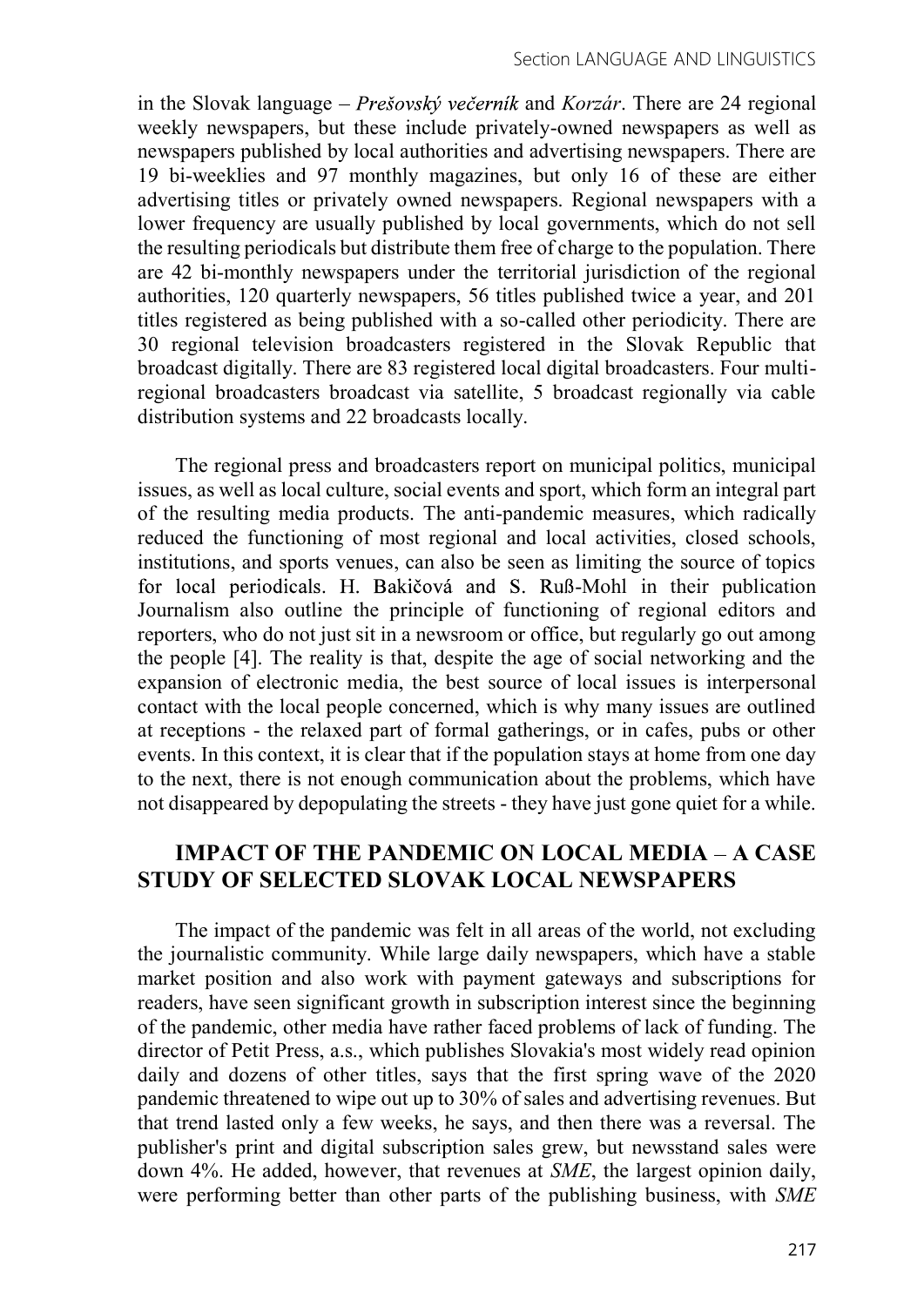in the Slovak language – *Prešovský večerník* and *Korzár*. There are 24 regional weekly newspapers, but these include privately-owned newspapers as well as newspapers published by local authorities and advertising newspapers. There are 19 bi-weeklies and 97 monthly magazines, but only 16 of these are either advertising titles or privately owned newspapers. Regional newspapers with a lower frequency are usually published by local governments, which do not sell the resulting periodicals but distribute them free of charge to the population. There are 42 bi-monthly newspapers under the territorial jurisdiction of the regional authorities, 120 quarterly newspapers, 56 titles published twice a year, and 201 titles registered as being published with a so-called other periodicity. There are 30 regional television broadcasters registered in the Slovak Republic that broadcast digitally. There are 83 registered local digital broadcasters. Four multi-regional broadcasters broadcast via satellite, 5 broadcast regionally via cable distribution systems and 22 broadcasts locally.

The regional press and broadcasters report on municipal politics, municipal issues, as well as local culture, social events and sport, which form an integral part of the resulting media products. The anti-pandemic measures, which radically reduced the functioning of most regional and local activities, closed schools, institutions, and sports venues, can also be seen as limiting the source of topics for local periodicals. H. Bakičová and S. Ruß-Mohl in their publication Journalism also outline the principle of functioning of regional editors and reporters, who do not just sit in a newsroom or office, but regularly go out among the people [4]. The reality is that, despite the age of social networking and the expansion of electronic media, the best source of local issues is interpersonal contact with the local people concerned, which is why many issues are outlined at receptions - the relaxed part of formal gatherings, or in cafes, pubs or other events. In this context, it is clear that if the population stays at home from one day to the next, there is not enough communication about the problems, which have not disappeared by depopulating the streets - they have just gone quiet for a while.

## IMPACT OF THE PANDEMIC ON LOCAL MEDIA – A CASE STUDY OF SELECTED SLOVAK LOCAL NEWSPAPERS

The impact of the pandemic was felt in all areas of the world, not excluding the journalistic community. While large daily newspapers, which have a stable market position and also work with payment gateways and subscriptions for readers, have seen significant growth in subscription interest since the beginning of the pandemic, other media have rather faced problems of lack of funding. The director of Petit Press, a.s., which publishes Slovakia's most widely read opinion daily and dozens of other titles, says that the first spring wave of the 2020 pandemic threatened to wipe out up to 30% of sales and advertising revenues. But that trend lasted only a few weeks, he says, and then there was a reversal. The publisher's print and digital subscription sales grew, but newsstand sales were down 4%. He added, however, that revenues at *SME*, the largest opinion daily, were performing better than other parts of the publishing business, with *SME*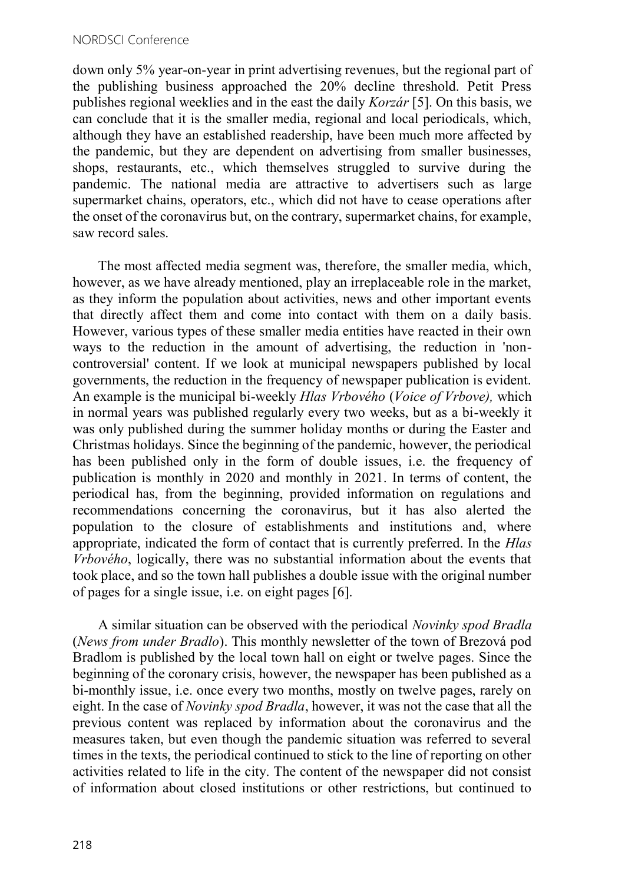down only 5% year-on-year in print advertising revenues, but the regional part of the publishing business approached the 20% decline threshold. Petit Press publishes regional weeklies and in the east the daily *Korzár* [5]. On this basis, we can conclude that it is the smaller media, regional and local periodicals, which, although they have an established readership, have been much more affected by the pandemic, but they are dependent on advertising from smaller businesses, shops, restaurants, etc., which themselves struggled to survive during the pandemic. The national media are attractive to advertisers such as large supermarket chains, operators, etc., which did not have to cease operations after the onset of the coronavirus but, on the contrary, supermarket chains, for example, saw record sales.

The most affected media segment was, therefore, the smaller media, which, however, as we have already mentioned, play an irreplaceable role in the market, as they inform the population about activities, news and other important events that directly affect them and come into contact with them on a daily basis. However, various types of these smaller media entities have reacted in their own ways to the reduction in the amount of advertising, the reduction in 'non-controversial' content. If we look at municipal newspapers published by local governments, the reduction in the frequency of newspaper publication is evident. An example is the municipal bi-weekly *Hlas Vrbového* (*Voice of Vrbove),* which in normal years was published regularly every two weeks, but as a bi-weekly it was only published during the summer holiday months or during the Easter and Christmas holidays. Since the beginning of the pandemic, however, the periodical has been published only in the form of double issues, i.e. the frequency of publication is monthly in 2020 and monthly in 2021. In terms of content, the periodical has, from the beginning, provided information on regulations and recommendations concerning the coronavirus, but it has also alerted the population to the closure of establishments and institutions and, where appropriate, indicated the form of contact that is currently preferred. In the *Hlas Vrbového*, logically, there was no substantial information about the events that took place, and so the town hall publishes a double issue with the original number of pages for a single issue, i.e. on eight pages [6].

A similar situation can be observed with the periodical *Novinky spod Bradla* (*News from under Bradlo*). This monthly newsletter of the town of Brezová pod Bradlom is published by the local town hall on eight or twelve pages. Since the beginning of the coronary crisis, however, the newspaper has been published as a bi-monthly issue, i.e. once every two months, mostly on twelve pages, rarely on eight. In the case of *Novinky spod Bradla*, however, it was not the case that all the previous content was replaced by information about the coronavirus and the measures taken, but even though the pandemic situation was referred to several times in the texts, the periodical continued to stick to the line of reporting on other activities related to life in the city. The content of the newspaper did not consist of information about closed institutions or other restrictions, but continued to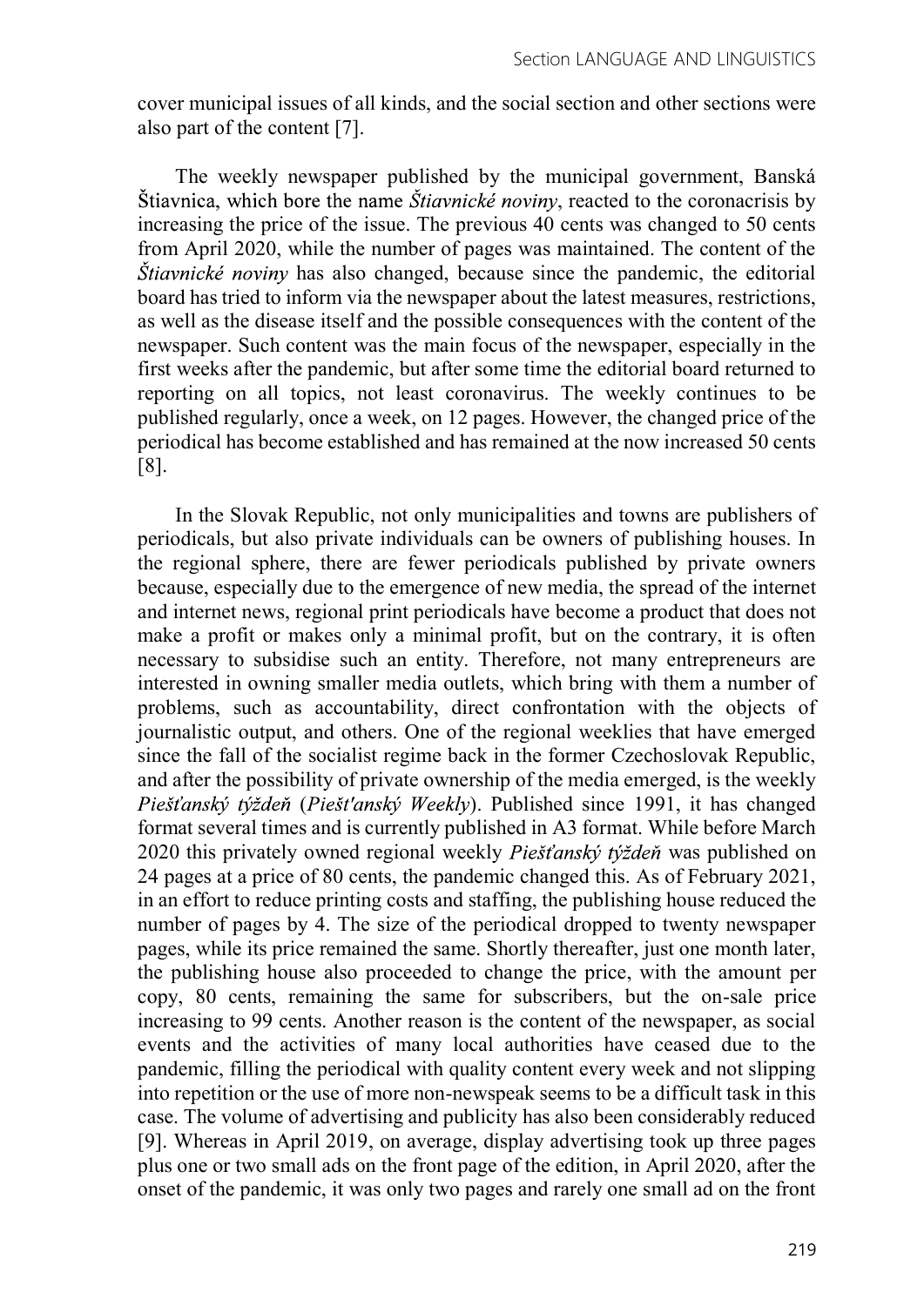cover municipal issues of all kinds, and the social section and other sections were also part of the content [7].

The weekly newspaper published by the municipal government, Banská Štiavnica, which bore the name *Štiavnické noviny*, reacted to the coronacrisis by increasing the price of the issue. The previous 40 cents was changed to 50 cents from April 2020, while the number of pages was maintained. The content of the *Štiavnické noviny* has also changed, because since the pandemic, the editorial board has tried to inform via the newspaper about the latest measures, restrictions, as well as the disease itself and the possible consequences with the content of the newspaper. Such content was the main focus of the newspaper, especially in the first weeks after the pandemic, but after some time the editorial board returned to reporting on all topics, not least coronavirus. The weekly continues to be published regularly, once a week, on 12 pages. However, the changed price of the periodical has become established and has remained at the now increased 50 cents [8].

In the Slovak Republic, not only municipalities and towns are publishers of periodicals, but also private individuals can be owners of publishing houses. In the regional sphere, there are fewer periodicals published by private owners because, especially due to the emergence of new media, the spread of the internet and internet news, regional print periodicals have become a product that does not make a profit or makes only a minimal profit, but on the contrary, it is often necessary to subsidise such an entity. Therefore, not many entrepreneurs are interested in owning smaller media outlets, which bring with them a number of problems, such as accountability, direct confrontation with the objects of journalistic output, and others. One of the regional weeklies that have emerged since the fall of the socialist regime back in the former Czechoslovak Republic, and after the possibility of private ownership of the media emerged, is the weekly *Piešťanský týždeň* (*Piešt'anský Weekly*). Published since 1991, it has changed format several times and is currently published in A3 format. While before March 2020 this privately owned regional weekly *Piešťanský týždeň* was published on 24 pages at a price of 80 cents, the pandemic changed this. As of February 2021, in an effort to reduce printing costs and staffing, the publishing house reduced the number of pages by 4. The size of the periodical dropped to twenty newspaper pages, while its price remained the same. Shortly thereafter, just one month later, the publishing house also proceeded to change the price, with the amount per copy, 80 cents, remaining the same for subscribers, but the on-sale price increasing to 99 cents. Another reason is the content of the newspaper, as social events and the activities of many local authorities have ceased due to the pandemic, filling the periodical with quality content every week and not slipping into repetition or the use of more non-newspeak seems to be a difficult task in this case. The volume of advertising and publicity has also been considerably reduced [9]. Whereas in April 2019, on average, display advertising took up three pages plus one or two small ads on the front page of the edition, in April 2020, after the onset of the pandemic, it was only two pages and rarely one small ad on the front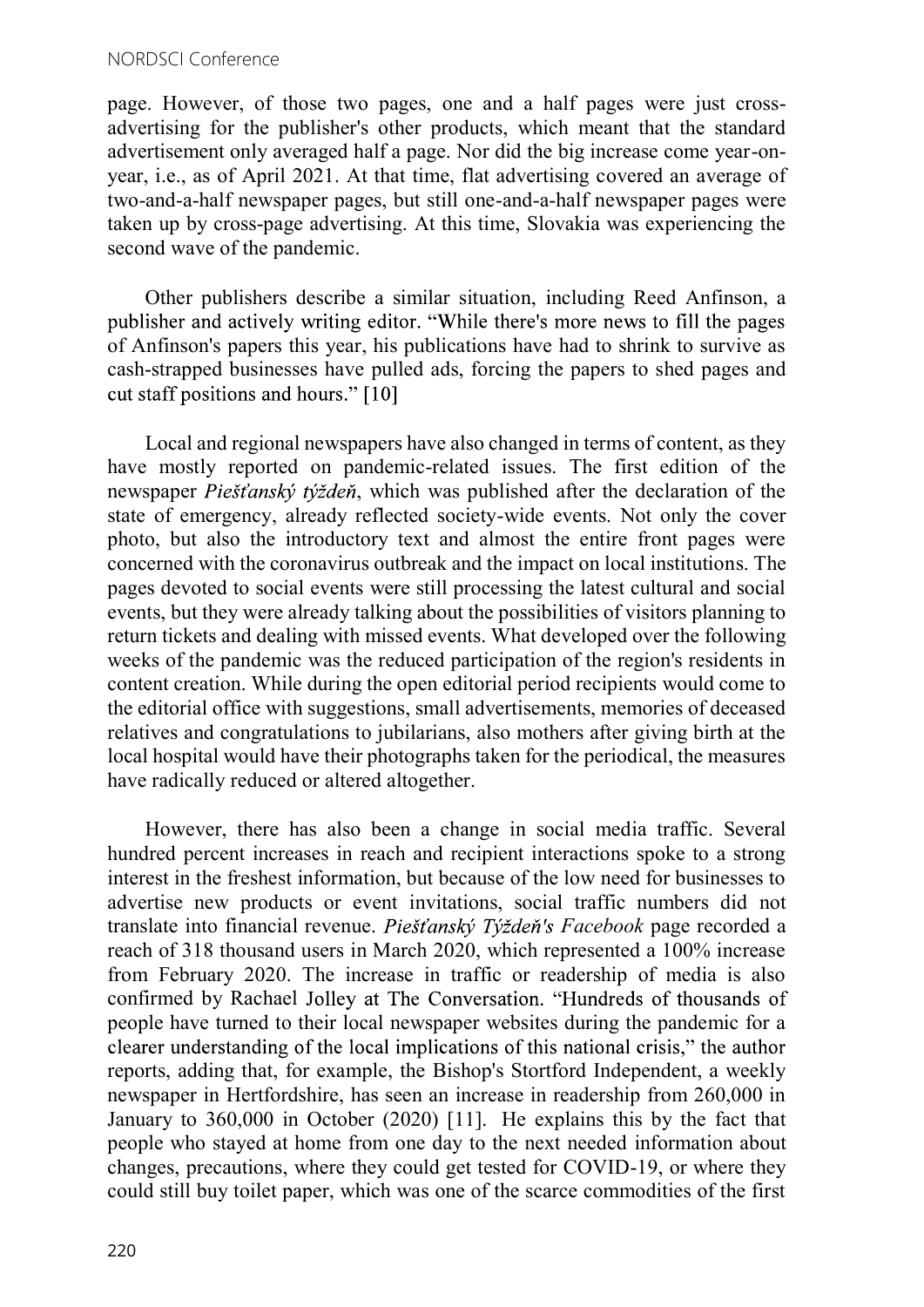page. However, of those two pages, one and a half pages were just cross-advertising for the publisher's other products, which meant that the standard advertisement only averaged half a page. Nor did the big increase come year-on-year, i.e., as of April 2021. At that time, flat advertising covered an average of two-and-a-half newspaper pages, but still one-and-a-half newspaper pages were taken up by cross-page advertising. At this time, Slovakia was experiencing the second wave of the pandemic.

Other publishers describe a similar situation, including Reed Anfinson, a publisher and actively writing editor. "While there's more news to fill the pages of Anfinson's papers this year, his publications have had to shrink to survive as cash-strapped businesses have pulled ads, forcing the papers to shed pages and cut staff positions and hours." [10]

Local and regional newspapers have also changed in terms of content, as they have mostly reported on pandemic-related issues. The first edition of the newspaper *Piešťanský týždeň*, which was published after the declaration of the state of emergency, already reflected society-wide events. Not only the cover photo, but also the introductory text and almost the entire front pages were concerned with the coronavirus outbreak and the impact on local institutions. The pages devoted to social events were still processing the latest cultural and social events, but they were already talking about the possibilities of visitors planning to return tickets and dealing with missed events. What developed over the following weeks of the pandemic was the reduced participation of the region's residents in content creation. While during the open editorial period recipients would come to the editorial office with suggestions, small advertisements, memories of deceased relatives and congratulations to jubilarians, also mothers after giving birth at the local hospital would have their photographs taken for the periodical, the measures have radically reduced or altered altogether.

However, there has also been a change in social media traffic. Several hundred percent increases in reach and recipient interactions spoke to a strong interest in the freshest information, but because of the low need for businesses to advertise new products or event invitations, social traffic numbers did not translate into financial revenue. *Piešťanský Týždeň's Facebook* page recorded a reach of 318 thousand users in March 2020, which represented a 100% increase from February 2020. The increase in traffic or readership of media is also confirmed by Rachael Jolley at The Conversation. "Hundreds of thousands of people have turned to their local newspaper websites during the pandemic for a clearer understanding of the local implications of this national crisis," the author reports, adding that, for example, the Bishop's Stortford Independent, a weekly newspaper in Hertfordshire, has seen an increase in readership from 260,000 in January to 360,000 in October (2020) [11]. He explains this by the fact that people who stayed at home from one day to the next needed information about changes, precautions, where they could get tested for COVID-19, or where they could still buy toilet paper, which was one of the scarce commodities of the first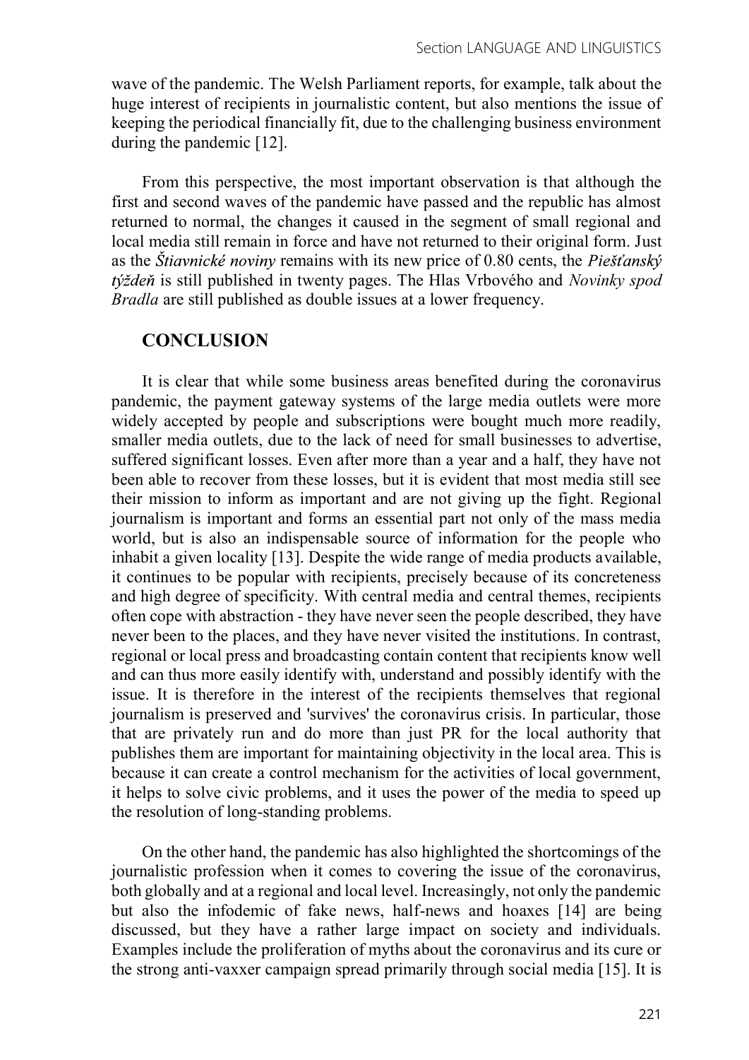wave of the pandemic. The Welsh Parliament reports, for example, talk about the huge interest of recipients in journalistic content, but also mentions the issue of keeping the periodical financially fit, due to the challenging business environment during the pandemic [12].

From this perspective, the most important observation is that although the first and second waves of the pandemic have passed and the republic has almost returned to normal, the changes it caused in the segment of small regional and local media still remain in force and have not returned to their original form. Just as the *Štiavnické noviny* remains with its new price of 0.80 cents, the *Piešťanský týždeň* is still published in twenty pages. The Hlas Vrbového and *Novinky spod Bradla* are still published as double issues at a lower frequency.

## CONCLUSION

It is clear that while some business areas benefited during the coronavirus pandemic, the payment gateway systems of the large media outlets were more widely accepted by people and subscriptions were bought much more readily, smaller media outlets, due to the lack of need for small businesses to advertise, suffered significant losses. Even after more than a year and a half, they have not been able to recover from these losses, but it is evident that most media still see their mission to inform as important and are not giving up the fight. Regional journalism is important and forms an essential part not only of the mass media world, but is also an indispensable source of information for the people who inhabit a given locality [13]. Despite the wide range of media products available, it continues to be popular with recipients, precisely because of its concreteness and high degree of specificity. With central media and central themes, recipients often cope with abstraction - they have never seen the people described, they have never been to the places, and they have never visited the institutions. In contrast, regional or local press and broadcasting contain content that recipients know well and can thus more easily identify with, understand and possibly identify with the issue. It is therefore in the interest of the recipients themselves that regional journalism is preserved and 'survives' the coronavirus crisis. In particular, those that are privately run and do more than just PR for the local authority that publishes them are important for maintaining objectivity in the local area. This is because it can create a control mechanism for the activities of local government, it helps to solve civic problems, and it uses the power of the media to speed up the resolution of long-standing problems.

On the other hand, the pandemic has also highlighted the shortcomings of the journalistic profession when it comes to covering the issue of the coronavirus, both globally and at a regional and local level. Increasingly, not only the pandemic but also the infodemic of fake news, half-news and hoaxes [14] are being discussed, but they have a rather large impact on society and individuals. Examples include the proliferation of myths about the coronavirus and its cure or the strong anti-vaxxer campaign spread primarily through social media [15]. It is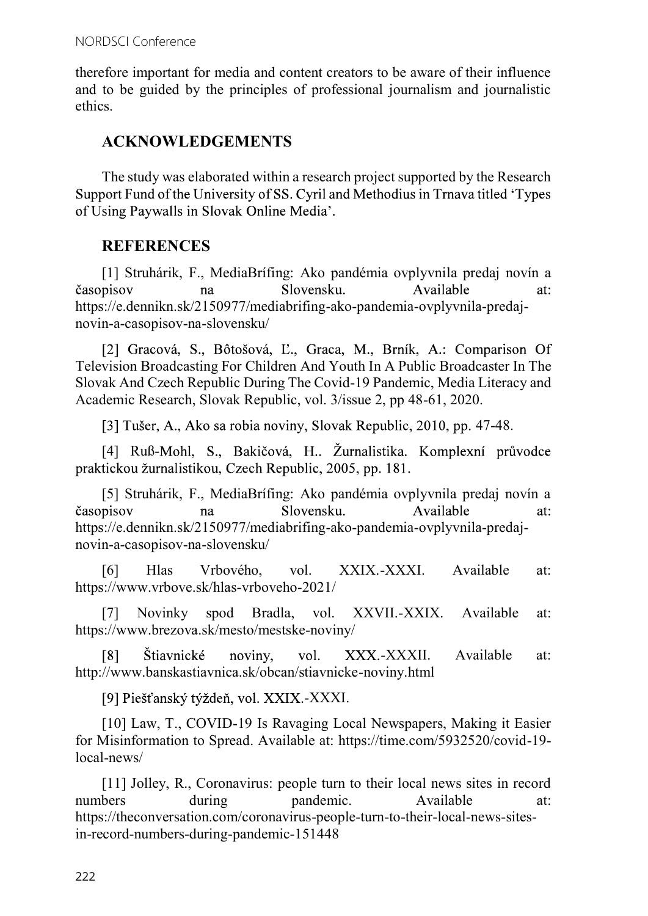therefore important for media and content creators to be aware of their influence and to be guided by the principles of professional journalism and journalistic ethics.

## ACKNOWLEDGEMENTS

The study was elaborated within a research project supported by the Research Support Fund of the University of SS. Cyril and Methodius in Trnava titled 'Types of Using Paywalls in Slovak Online Media'.

## REFERENCES

[1] Struhárik, F., MediaBrífing: Ako pandémia ovplyvnila predaj novín a časopisov na Slovensku. Available at: https://e.dennikn.sk/2150977/mediabrifing-ako-pandemia-ovplyvnila-predaj-novin-a-casopisov-na-slovensku/

[2] Gracová, S., Bôtošová, Ľ., Graca, M., Brník, A.: Comparison Of Television Broadcasting For Children And Youth In A Public Broadcaster In The Slovak And Czech Republic During The Covid-19 Pandemic, Media Literacy and Academic Research, Slovak Republic, vol. 3/issue 2, pp 48-61, 2020.

[3] Tušer, A., Ako sa robia noviny, Slovak Republic, 2010, pp. 47-48.

[4] Ruß-Mohl, S., Bakičová, H.. Žurnalistika. Komplexní průvodce praktickou žurnalistikou, Czech Republic, 2005, pp. 181.

[5] Struhárik, F., MediaBrífing: Ako pandémia ovplyvnila predaj novín a časopisov na Slovensku. Available at: https://e.dennikn.sk/2150977/mediabrifing-ako-pandemia-ovplyvnila-predaj-novin-a-casopisov-na-slovensku/

[6] Hlas Vrbového, vol. XXIX.-XXXI. Available at: https://www.vrbove.sk/hlas-vrboveho-2021/

[7] Novinky spod Bradla, vol. XXVII.-XXIX. Available at: https://www.brezova.sk/mesto/mestske-noviny/

[8] Štiavnické noviny, vol. XXX.-XXXII. Available at: http://www.banskastiavnica.sk/obcan/stiavnicke-noviny.html

[9] Piešťanský týždeň, vol. XXIX.-XXXI.

[10] Law, T., COVID-19 Is Ravaging Local Newspapers, Making it Easier for Misinformation to Spread. Available at: https://time.com/5932520/covid-19-local-news/

[11] Jolley, R., Coronavirus: people turn to their local news sites in record numbers during pandemic. Available at: https://theconversation.com/coronavirus-people-turn-to-their-local-news-sites-in-record-numbers-during-pandemic-151448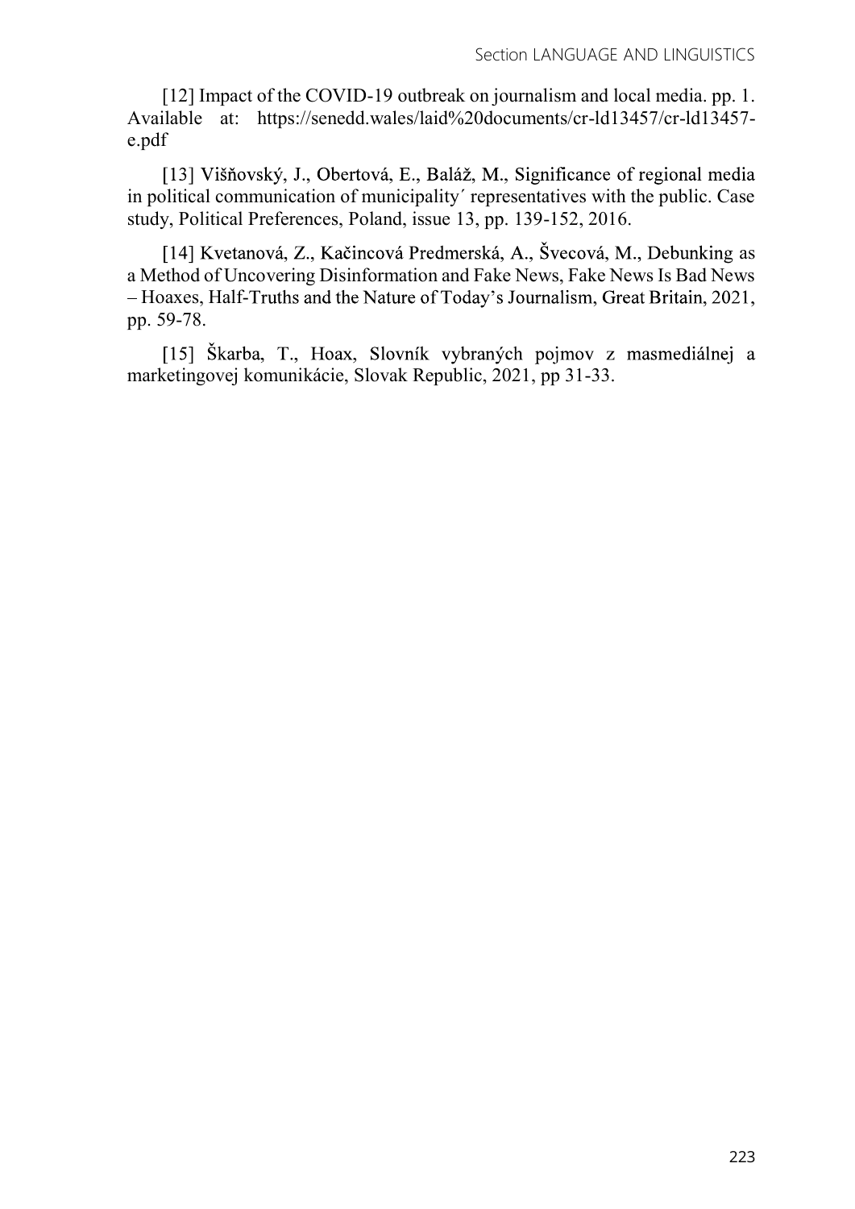[12] Impact of the COVID-19 outbreak on journalism and local media. pp. 1. Available at: https://senedd.wales/laid%20documents/cr-ld13457/cr-ld13457-e.pdf

[13] Višňovský, J., Obertová, E., Baláž, M., Significance of regional media in political communication of municipality´ representatives with the public. Case study, Political Preferences, Poland, issue 13, pp. 139-152, 2016.

[14] Kvetanová, Z., Kačincová Predmerská, A., Švecová, M., Debunking as a Method of Uncovering Disinformation and Fake News, Fake News Is Bad News – Hoaxes, Half-Truths and the Nature of Today's Journalism, Great Britain, 2021, pp. 59-78.

[15] Škarba, T., Hoax, Slovník vybraných pojmov z masmediálnej a marketingovej komunikácie, Slovak Republic, 2021, pp 31-33.